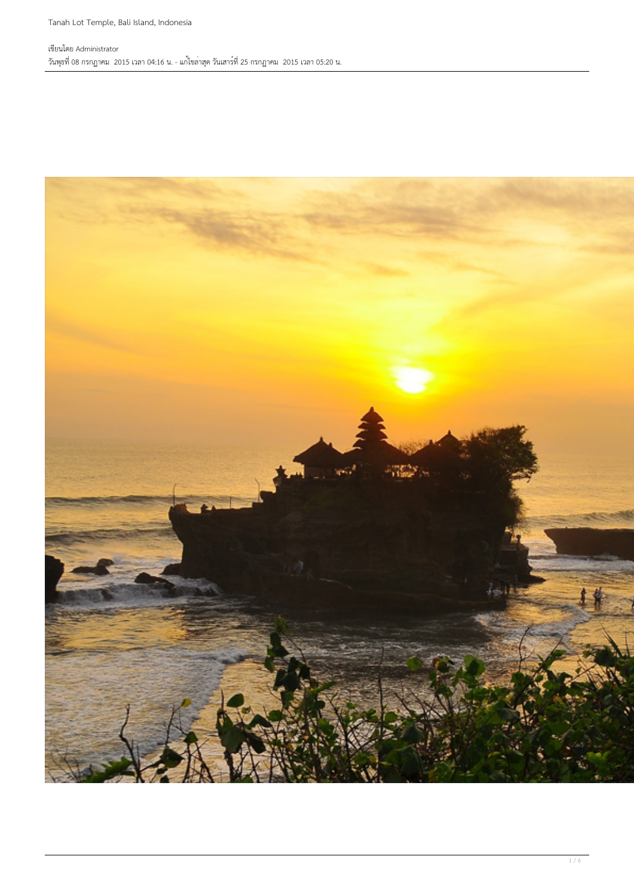Tanah Lot Temple, Bali Island, Indonesia

เขียนโดย Administrator
วันพุธที่ 08 กรกฎาคม 2015 เวลา 04:16 น. - แก้ไขล่าสุด วันเสาร์ที่ 25 กรกฎาคม 2015 เวลา 05:20 น.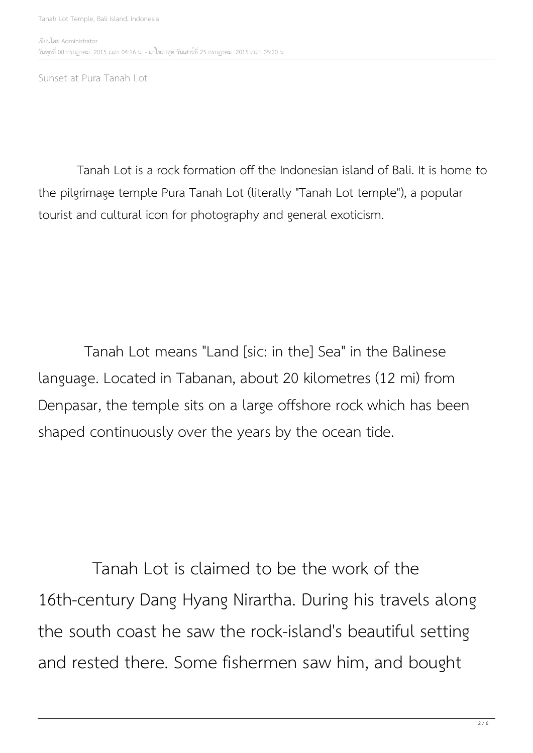Sunset at Pura Tanah Lot

Tanah Lot is a rock formation off the Indonesian island of Bali. It is home to the pilgrimage temple Pura Tanah Lot (literally "Tanah Lot temple"), a popular tourist and cultural icon for photography and general exoticism.

Tanah Lot means "Land [sic: in the] Sea" in the Balinese language. Located in Tabanan, about 20 kilometres (12 mi) from Denpasar, the temple sits on a large offshore rock which has been shaped continuously over the years by the ocean tide.

Tanah Lot is claimed to be the work of the 16th-century Dang Hyang Nirartha. During his travels along the south coast he saw the rock-island's beautiful setting and rested there. Some fishermen saw him, and bought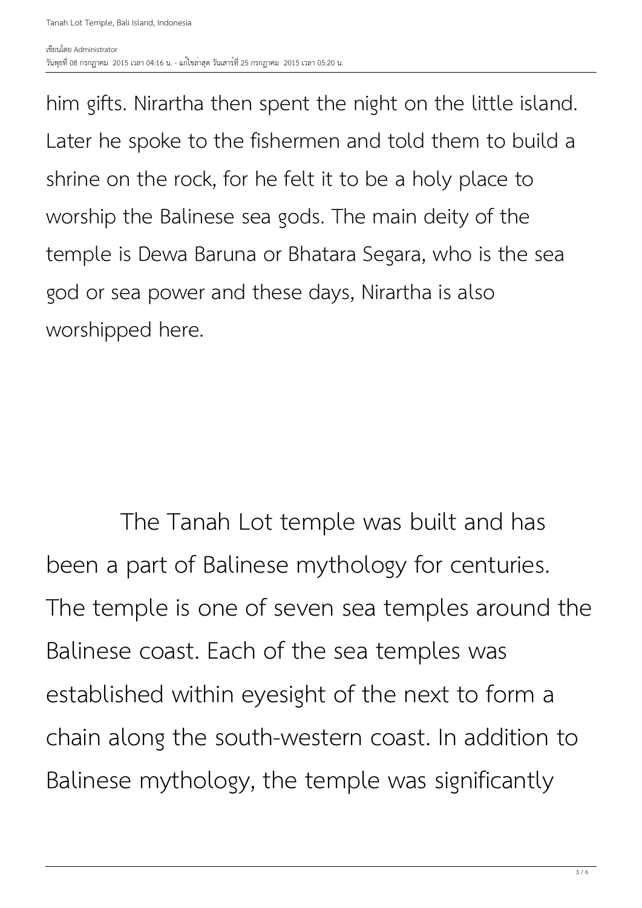him gifts. Nirartha then spent the night on the little island. Later he spoke to the fishermen and told them to build a shrine on the rock, for he felt it to be a holy place to worship the Balinese sea gods. The main deity of the temple is Dewa Baruna or Bhatara Segara, who is the sea god or sea power and these days, Nirartha is also worshipped here.

The Tanah Lot temple was built and has been a part of Balinese mythology for centuries. The temple is one of seven sea temples around the Balinese coast. Each of the sea temples was established within eyesight of the next to form a chain along the south-western coast. In addition to Balinese mythology, the temple was significantly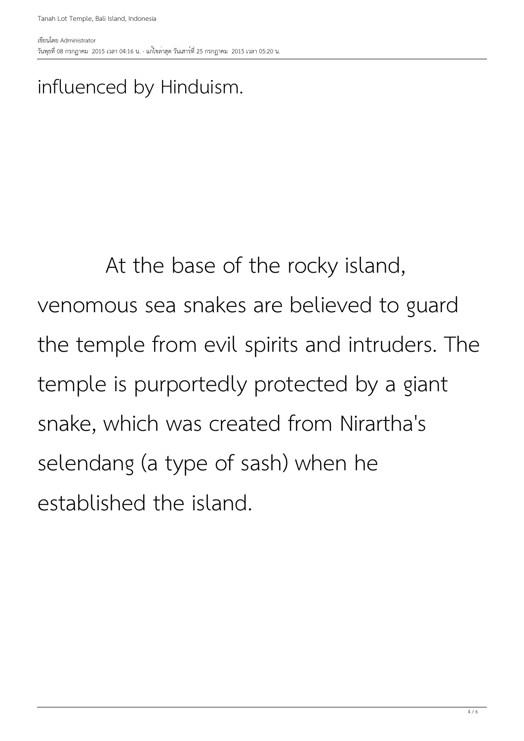influenced by Hinduism.

At the base of the rocky island, venomous sea snakes are believed to guard the temple from evil spirits and intruders. The temple is purportedly protected by a giant snake, which was created from Nirartha's selendang (a type of sash) when he established the island.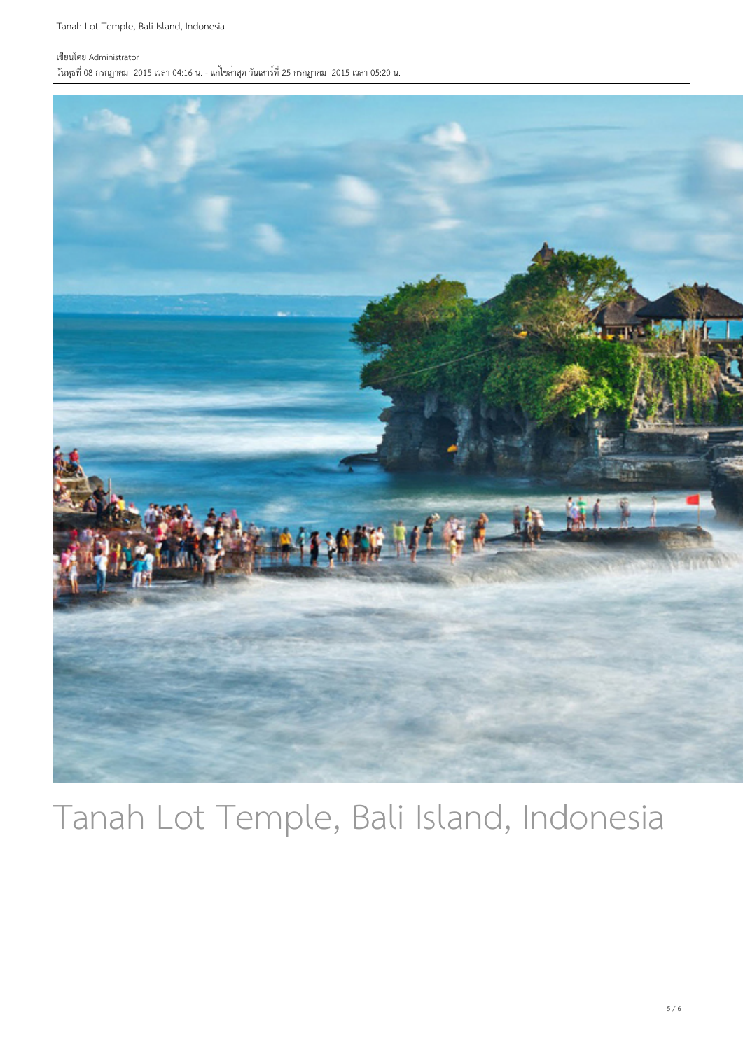เขียนโดย Administrator
วันพุธที่ 08 กรกฎาคม 2015 เวลา 04:16 น. - แก้ไขล่าสุด วันเสาร์ที่ 25 กรกฎาคม 2015 เวลา 05:20 น.

Tanah Lot Temple, Bali Island, Indonesia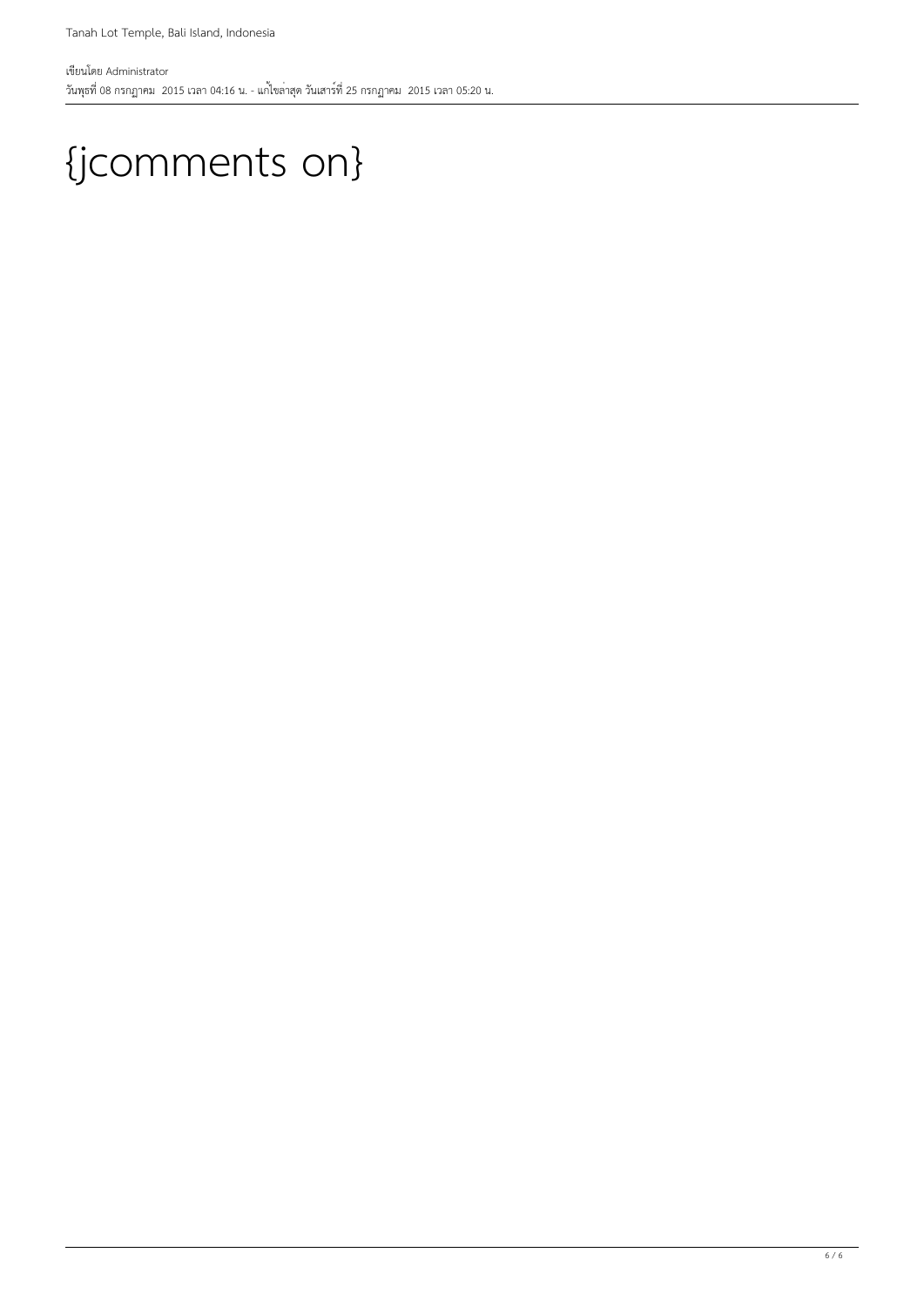{jcomments on}